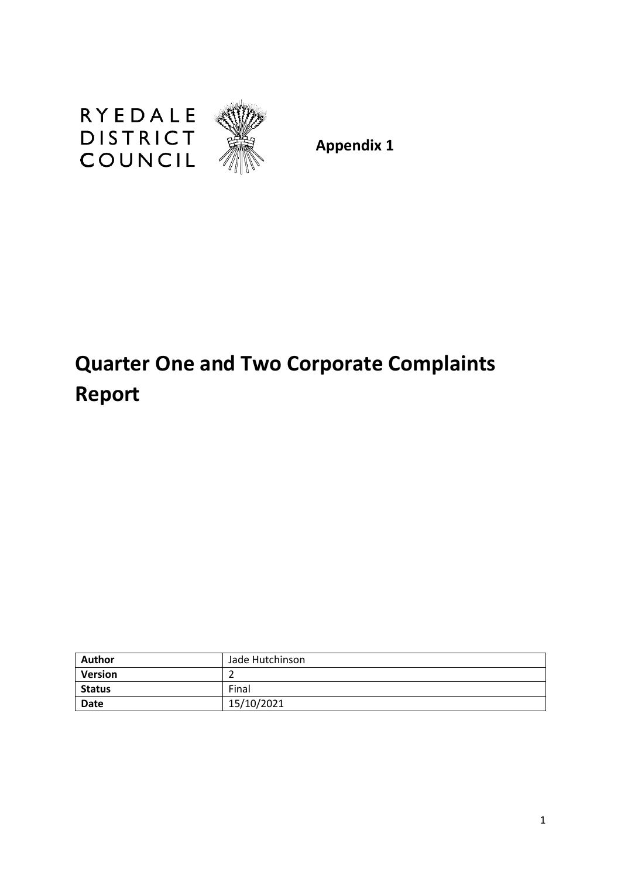RYEDALE DISTRICT COUNCIL

**Appendix 1**

# Quarter One and Two Corporate Complaints Report

| **Author** | Jade Hutchinson |
|---|---|
| **Version** | 2 |
| **Status** | Final |
| **Date** | 15/10/2021 |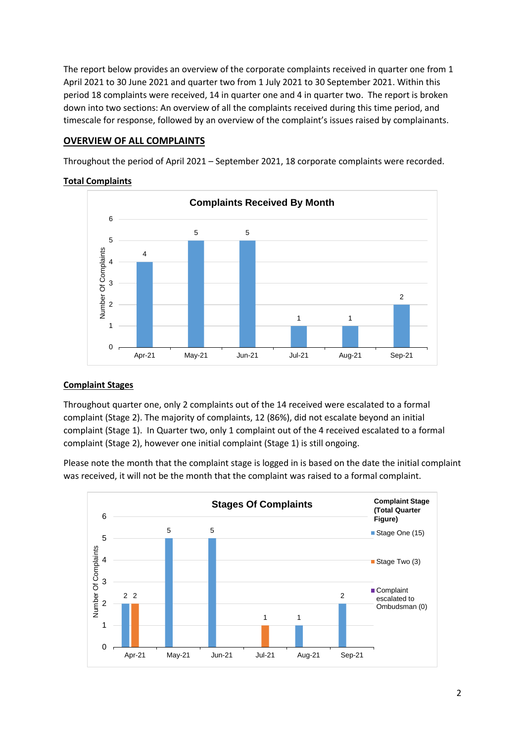The report below provides an overview of the corporate complaints received in quarter one from 1 April 2021 to 30 June 2021 and quarter two from 1 July 2021 to 30 September 2021. Within this period 18 complaints were received, 14 in quarter one and 4 in quarter two. The report is broken down into two sections: An overview of all the complaints received during this time period, and timescale for response, followed by an overview of the complaint's issues raised by complainants.

## OVERVIEW OF ALL COMPLAINTS

Throughout the period of April 2021 – September 2021, 18 corporate complaints were recorded.

### Total Complaints

**Complaints Received By Month**

| Month | Number Of Complaints |
|---|---|
| Apr-21 | 4 |
| May-21 | 5 |
| Jun-21 | 5 |
| Jul-21 | 1 |
| Aug-21 | 1 |
| Sep-21 | 2 |

### Complaint Stages

Throughout quarter one, only 2 complaints out of the 14 received were escalated to a formal complaint (Stage 2). The majority of complaints, 12 (86%), did not escalate beyond an initial complaint (Stage 1). In Quarter two, only 1 complaint out of the 4 received escalated to a formal complaint (Stage 2), however one initial complaint (Stage 1) is still ongoing.

Please note the month that the complaint stage is logged in is based on the date the initial complaint was received, it will not be the month that the complaint was raised to a formal complaint.

**Stages Of Complaints**

| Month | Stage One (15) | Stage Two (3) | Complaint escalated to Ombudsman (0) |
|---|---|---|---|
| Apr-21 | 2 | 2 | |
| May-21 | 5 | | |
| Jun-21 | 5 | | |
| Jul-21 | | 1 | |
| Aug-21 | 1 | | |
| Sep-21 | 2 | | |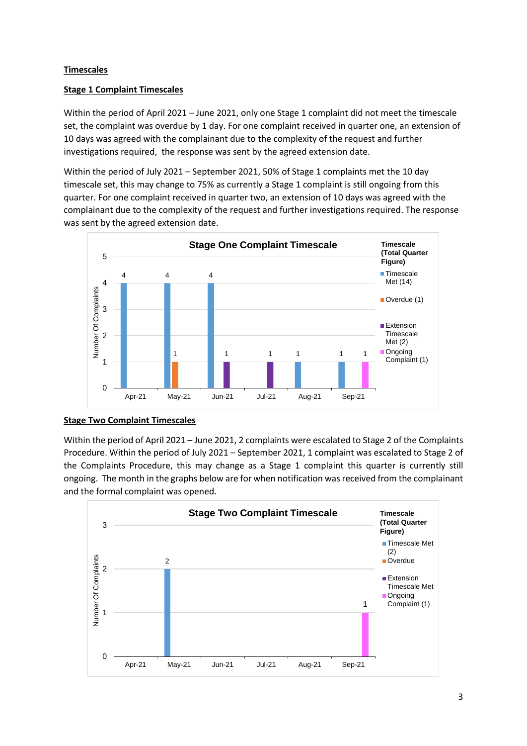## Timescales

### Stage 1 Complaint Timescales

Within the period of April 2021 – June 2021, only one Stage 1 complaint did not meet the timescale set, the complaint was overdue by 1 day. For one complaint received in quarter one, an extension of 10 days was agreed with the complainant due to the complexity of the request and further investigations required, the response was sent by the agreed extension date.

Within the period of July 2021 – September 2021, 50% of Stage 1 complaints met the 10 day timescale set, this may change to 75% as currently a Stage 1 complaint is still ongoing from this quarter. For one complaint received in quarter two, an extension of 10 days was agreed with the complainant due to the complexity of the request and further investigations required. The response was sent by the agreed extension date.

**Stage One Complaint Timescale**

| Month | Timescale Met (14) | Overdue (1) | Extension Timescale Met (2) | Ongoing Complaint (1) |
|---|---|---|---|---|
| Apr-21 | 4 | | | |
| May-21 | 4 | 1 | | |
| Jun-21 | 4 | | 1 | |
| Jul-21 | | | 1 | |
| Aug-21 | 1 | | | |
| Sep-21 | 1 | | | 1 |

### Stage Two Complaint Timescales

Within the period of April 2021 – June 2021, 2 complaints were escalated to Stage 2 of the Complaints Procedure. Within the period of July 2021 – September 2021, 1 complaint was escalated to Stage 2 of the Complaints Procedure, this may change as a Stage 1 complaint this quarter is currently still ongoing. The month in the graphs below are for when notification was received from the complainant and the formal complaint was opened.

**Stage Two Complaint Timescale**

| Month | Timescale Met (2) | Overdue | Extension Timescale Met | Ongoing Complaint (1) |
|---|---|---|---|---|
| Apr-21 | | | | |
| May-21 | 2 | | | |
| Jun-21 | | | | |
| Jul-21 | | | | |
| Aug-21 | | | | |
| Sep-21 | | | | 1 |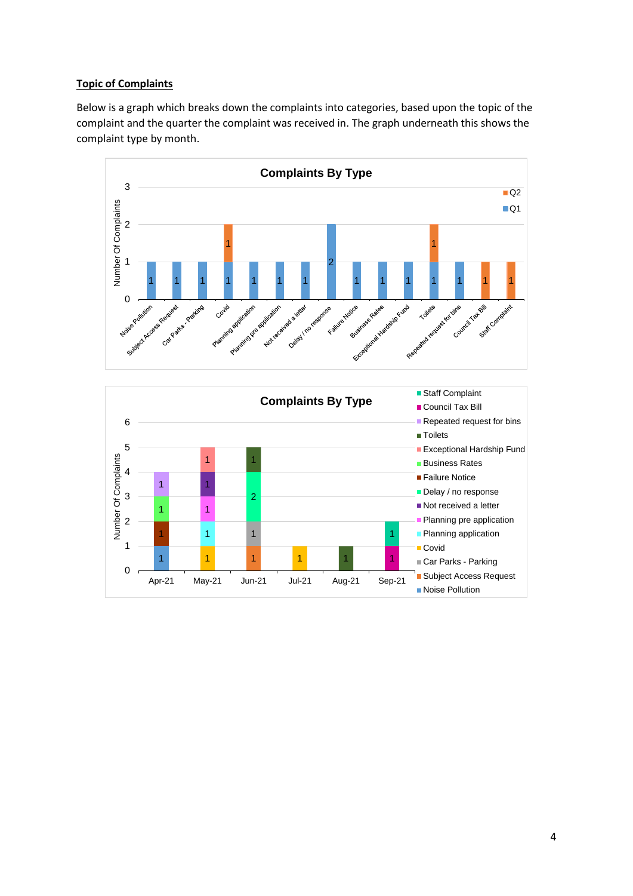**Topic of Complaints**

Below is a graph which breaks down the complaints into categories, based upon the topic of the complaint and the quarter the complaint was received in. The graph underneath this shows the complaint type by month.

**Complaints By Type**

| Complaint Type | Q1 | Q2 |
|---|---|---|
| Noise Pollution | 1 | |
| Subject Access Request | 1 | |
| Car Parks - Parking | 1 | |
| Covid | 1 | 1 |
| Planning application | 1 | |
| Planning pre application | 1 | |
| Not received a letter | 1 | |
| Delay / no response | 2 | |
| Failure Notice | 1 | |
| Business Rates | 1 | |
| Exceptional Hardship Fund | 1 | |
| Toilets | 1 | 1 |
| Repeated request for bins | 1 | |
| Council Tax Bill | | 1 |
| Staff Complaint | | 1 |

**Complaints By Type**

| Month | Complaints |
|---|---|
| Apr-21 | Noise Pollution 1, Failure Notice 1, Business Rates 1, Repeated request for bins 1 |
| May-21 | Covid 1, Planning application 1, Planning pre application 1, Not received a letter 1, Exceptional Hardship Fund 1 |
| Jun-21 | Subject Access Request 1, Car Parks - Parking 1, Delay / no response 2, Toilets 1 |
| Jul-21 | Covid 1 |
| Aug-21 | Toilets 1 |
| Sep-21 | Council Tax Bill 1, Staff Complaint 1 |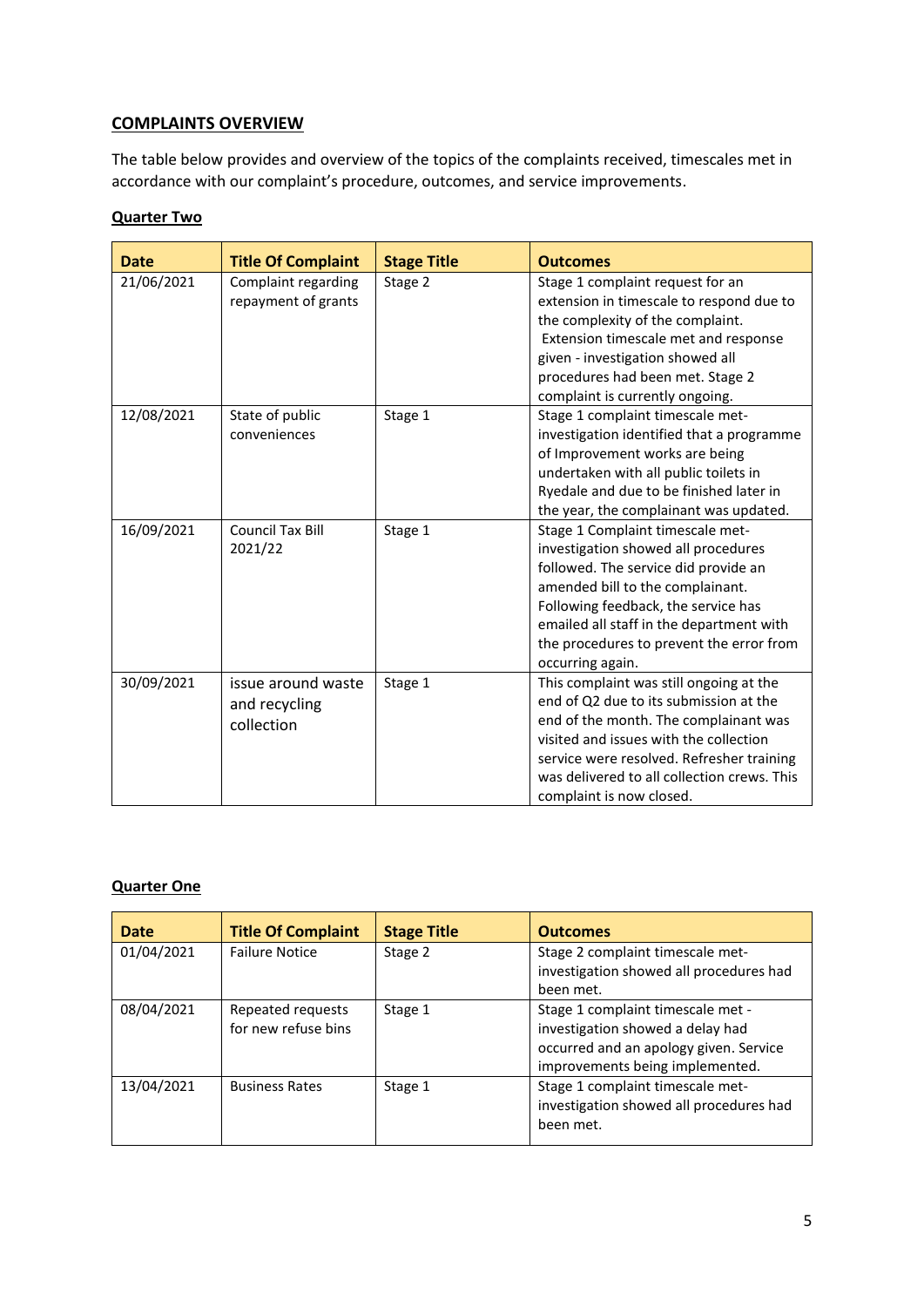## COMPLAINTS OVERVIEW

The table below provides and overview of the topics of the complaints received, timescales met in accordance with our complaint's procedure, outcomes, and service improvements.

### Quarter Two

| Date | Title Of Complaint | Stage Title | Outcomes |
|---|---|---|---|
| 21/06/2021 | Complaint regarding repayment of grants | Stage 2 | Stage 1 complaint request for an extension in timescale to respond due to the complexity of the complaint. Extension timescale met and response given - investigation showed all procedures had been met. Stage 2 complaint is currently ongoing. |
| 12/08/2021 | State of public conveniences | Stage 1 | Stage 1 complaint timescale met- investigation identified that a programme of Improvement works are being undertaken with all public toilets in Ryedale and due to be finished later in the year, the complainant was updated. |
| 16/09/2021 | Council Tax Bill 2021/22 | Stage 1 | Stage 1 Complaint timescale met- investigation showed all procedures followed. The service did provide an amended bill to the complainant. Following feedback, the service has emailed all staff in the department with the procedures to prevent the error from occurring again. |
| 30/09/2021 | issue around waste and recycling collection | Stage 1 | This complaint was still ongoing at the end of Q2 due to its submission at the end of the month. The complainant was visited and issues with the collection service were resolved. Refresher training was delivered to all collection crews. This complaint is now closed. |

### Quarter One

| Date | Title Of Complaint | Stage Title | Outcomes |
|---|---|---|---|
| 01/04/2021 | Failure Notice | Stage 2 | Stage 2 complaint timescale met- investigation showed all procedures had been met. |
| 08/04/2021 | Repeated requests for new refuse bins | Stage 1 | Stage 1 complaint timescale met - investigation showed a delay had occurred and an apology given. Service improvements being implemented. |
| 13/04/2021 | Business Rates | Stage 1 | Stage 1 complaint timescale met- investigation showed all procedures had been met. |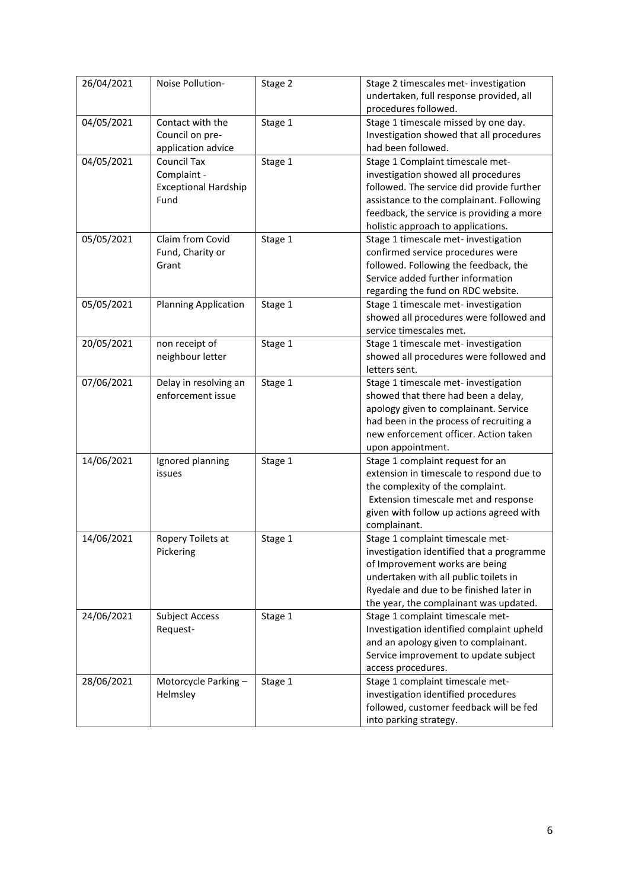| | | | |
|---|---|---|---|
| 26/04/2021 | Noise Pollution- | Stage 2 | Stage 2 timescales met- investigation undertaken, full response provided, all procedures followed. |
| 04/05/2021 | Contact with the Council on pre-application advice | Stage 1 | Stage 1 timescale missed by one day. Investigation showed that all procedures had been followed. |
| 04/05/2021 | Council Tax Complaint - Exceptional Hardship Fund | Stage 1 | Stage 1 Complaint timescale met- investigation showed all procedures followed. The service did provide further assistance to the complainant. Following feedback, the service is providing a more holistic approach to applications. |
| 05/05/2021 | Claim from Covid Fund, Charity or Grant | Stage 1 | Stage 1 timescale met- investigation confirmed service procedures were followed. Following the feedback, the Service added further information regarding the fund on RDC website. |
| 05/05/2021 | Planning Application | Stage 1 | Stage 1 timescale met- investigation showed all procedures were followed and service timescales met. |
| 20/05/2021 | non receipt of neighbour letter | Stage 1 | Stage 1 timescale met- investigation showed all procedures were followed and letters sent. |
| 07/06/2021 | Delay in resolving an enforcement issue | Stage 1 | Stage 1 timescale met- investigation showed that there had been a delay, apology given to complainant. Service had been in the process of recruiting a new enforcement officer. Action taken upon appointment. |
| 14/06/2021 | Ignored planning issues | Stage 1 | Stage 1 complaint request for an extension in timescale to respond due to the complexity of the complaint. Extension timescale met and response given with follow up actions agreed with complainant. |
| 14/06/2021 | Ropery Toilets at Pickering | Stage 1 | Stage 1 complaint timescale met- investigation identified that a programme of Improvement works are being undertaken with all public toilets in Ryedale and due to be finished later in the year, the complainant was updated. |
| 24/06/2021 | Subject Access Request- | Stage 1 | Stage 1 complaint timescale met- Investigation identified complaint upheld and an apology given to complainant. Service improvement to update subject access procedures. |
| 28/06/2021 | Motorcycle Parking – Helmsley | Stage 1 | Stage 1 complaint timescale met- investigation identified procedures followed, customer feedback will be fed into parking strategy. |